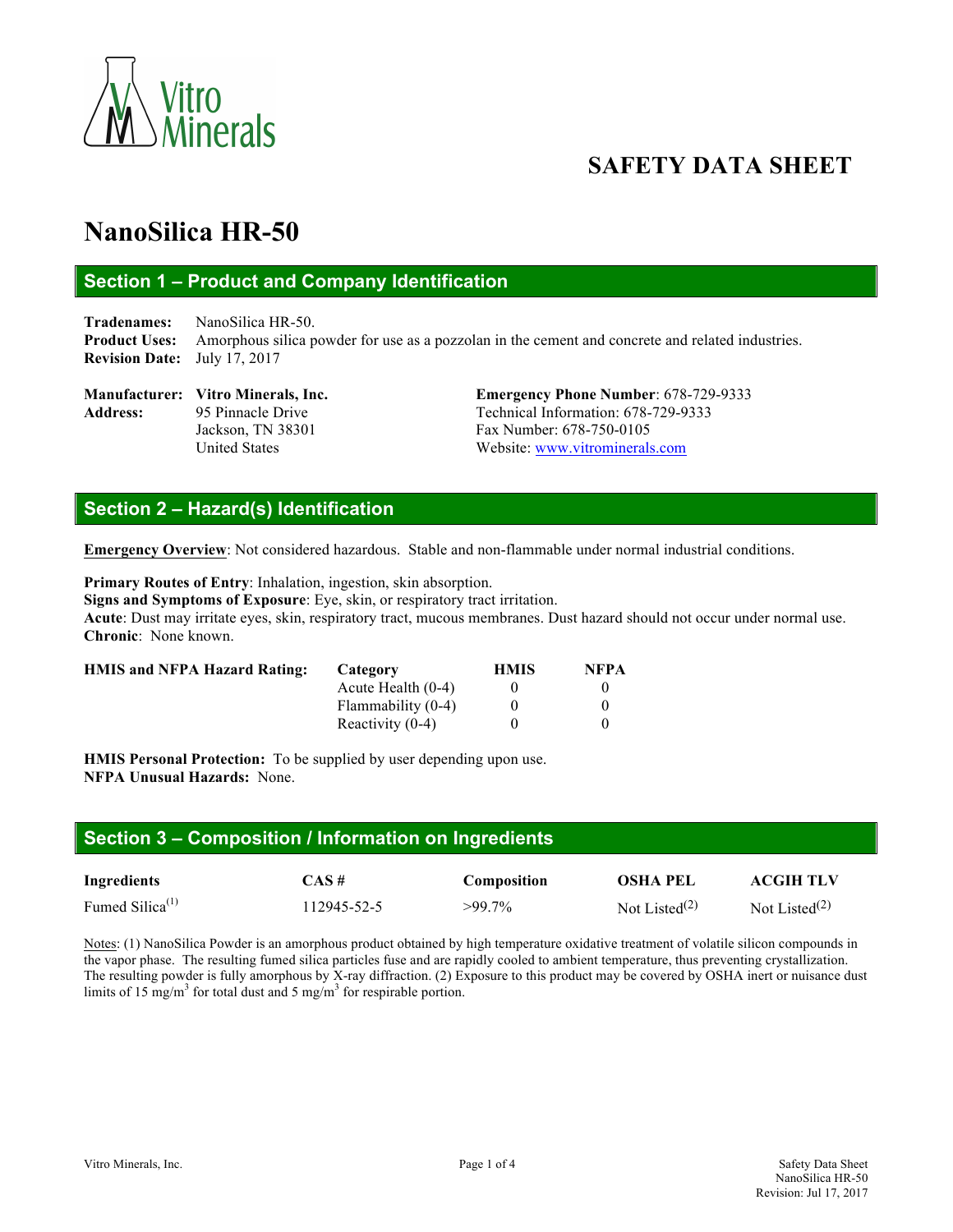Vitro Minerals

# SAFETY DATA SHEET

# NanoSilica HR-50

## Section 1 – Product and Company Identification

**Tradenames:** NanoSilica HR-50.
**Product Uses:** Amorphous silica powder for use as a pozzolan in the cement and concrete and related industries.
**Revision Date:** July 17, 2017

**Manufacturer:** **Vitro Minerals, Inc.**
**Address:** 95 Pinnacle Drive
Jackson, TN 38301
United States

**Emergency Phone Number**: 678-729-9333
Technical Information: 678-729-9333
Fax Number: 678-750-0105
Website: www.vitrominerals.com

## Section 2 – Hazard(s) Identification

**Emergency Overview**: Not considered hazardous. Stable and non-flammable under normal industrial conditions.

**Primary Routes of Entry**: Inhalation, ingestion, skin absorption.
**Signs and Symptoms of Exposure**: Eye, skin, or respiratory tract irritation.
**Acute**: Dust may irritate eyes, skin, respiratory tract, mucous membranes. Dust hazard should not occur under normal use.
**Chronic**: None known.

**HMIS and NFPA Hazard Rating:**

| Category | HMIS | NFPA |
|---|---|---|
| Acute Health (0-4) | 0 | 0 |
| Flammability (0-4) | 0 | 0 |
| Reactivity (0-4) | 0 | 0 |

**HMIS Personal Protection:** To be supplied by user depending upon use.
**NFPA Unusual Hazards:** None.

## Section 3 – Composition / Information on Ingredients

| Ingredients | CAS # | Composition | OSHA PEL | ACGIH TLV |
|---|---|---|---|---|
| Fumed Silica(1) | 112945-52-5 | >99.7% | Not Listed(2) | Not Listed(2) |

Notes: (1) NanoSilica Powder is an amorphous product obtained by high temperature oxidative treatment of volatile silicon compounds in the vapor phase. The resulting fumed silica particles fuse and are rapidly cooled to ambient temperature, thus preventing crystallization. The resulting powder is fully amorphous by X-ray diffraction. (2) Exposure to this product may be covered by OSHA inert or nuisance dust limits of 15 $mg/m^3$ for total dust and 5 $mg/m^3$ for respirable portion.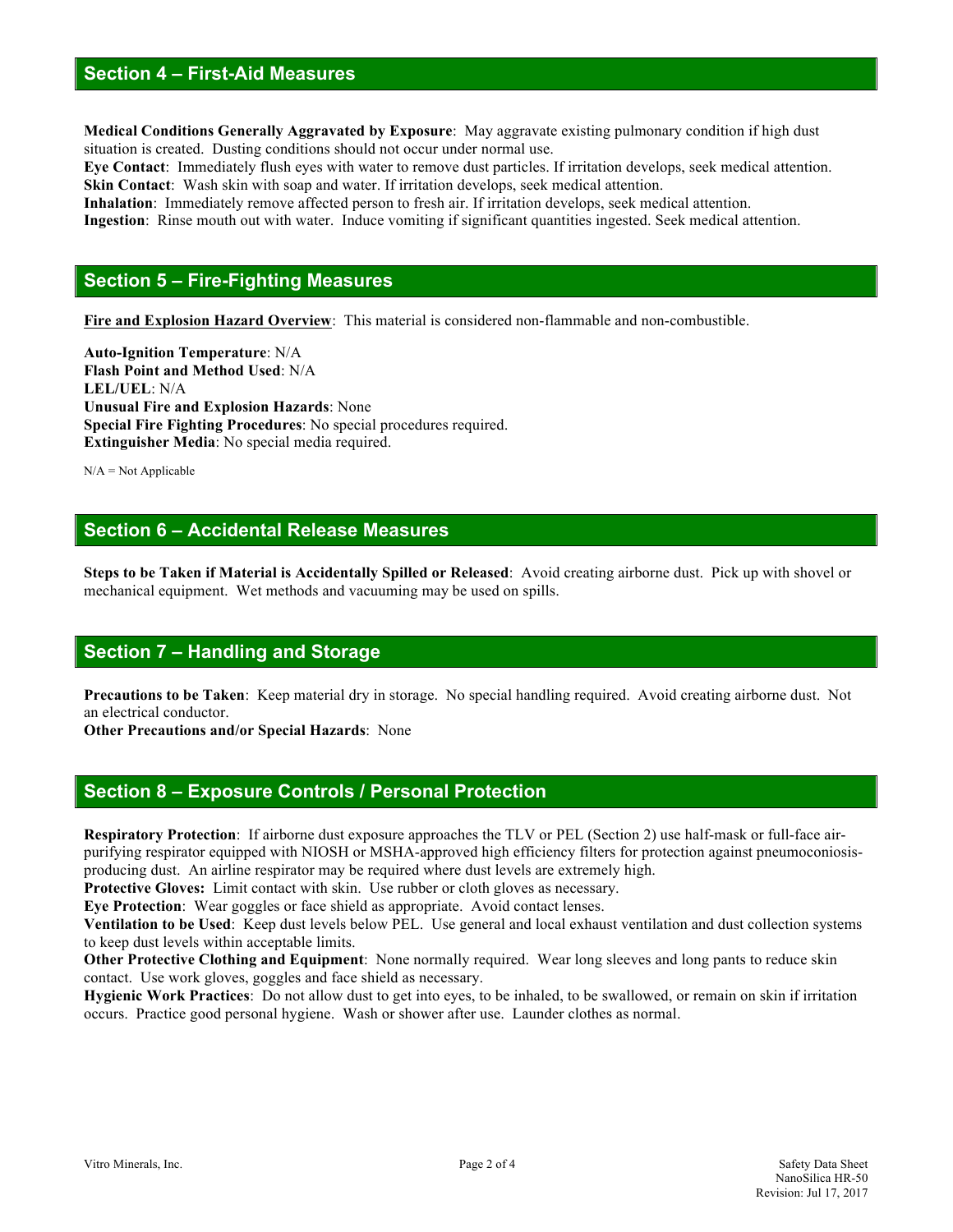## Section 4 – First-Aid Measures

**Medical Conditions Generally Aggravated by Exposure**: May aggravate existing pulmonary condition if high dust situation is created. Dusting conditions should not occur under normal use.
**Eye Contact**: Immediately flush eyes with water to remove dust particles. If irritation develops, seek medical attention.
**Skin Contact**: Wash skin with soap and water. If irritation develops, seek medical attention.
**Inhalation**: Immediately remove affected person to fresh air. If irritation develops, seek medical attention.
**Ingestion**: Rinse mouth out with water. Induce vomiting if significant quantities ingested. Seek medical attention.

## Section 5 – Fire-Fighting Measures

**Fire and Explosion Hazard Overview**: This material is considered non-flammable and non-combustible.

**Auto-Ignition Temperature**: N/A
**Flash Point and Method Used**: N/A
**LEL/UEL**: N/A
**Unusual Fire and Explosion Hazards**: None
**Special Fire Fighting Procedures**: No special procedures required.
**Extinguisher Media**: No special media required.

N/A = Not Applicable

## Section 6 – Accidental Release Measures

**Steps to be Taken if Material is Accidentally Spilled or Released**: Avoid creating airborne dust. Pick up with shovel or mechanical equipment. Wet methods and vacuuming may be used on spills.

## Section 7 – Handling and Storage

**Precautions to be Taken**: Keep material dry in storage. No special handling required. Avoid creating airborne dust. Not an electrical conductor.
**Other Precautions and/or Special Hazards**: None

## Section 8 – Exposure Controls / Personal Protection

**Respiratory Protection**: If airborne dust exposure approaches the TLV or PEL (Section 2) use half-mask or full-face air-purifying respirator equipped with NIOSH or MSHA-approved high efficiency filters for protection against pneumoconiosis-producing dust. An airline respirator may be required where dust levels are extremely high.
**Protective Gloves:** Limit contact with skin. Use rubber or cloth gloves as necessary.
**Eye Protection**: Wear goggles or face shield as appropriate. Avoid contact lenses.
**Ventilation to be Used**: Keep dust levels below PEL. Use general and local exhaust ventilation and dust collection systems to keep dust levels within acceptable limits.
**Other Protective Clothing and Equipment**: None normally required. Wear long sleeves and long pants to reduce skin contact. Use work gloves, goggles and face shield as necessary.
**Hygienic Work Practices**: Do not allow dust to get into eyes, to be inhaled, to be swallowed, or remain on skin if irritation occurs. Practice good personal hygiene. Wash or shower after use. Launder clothes as normal.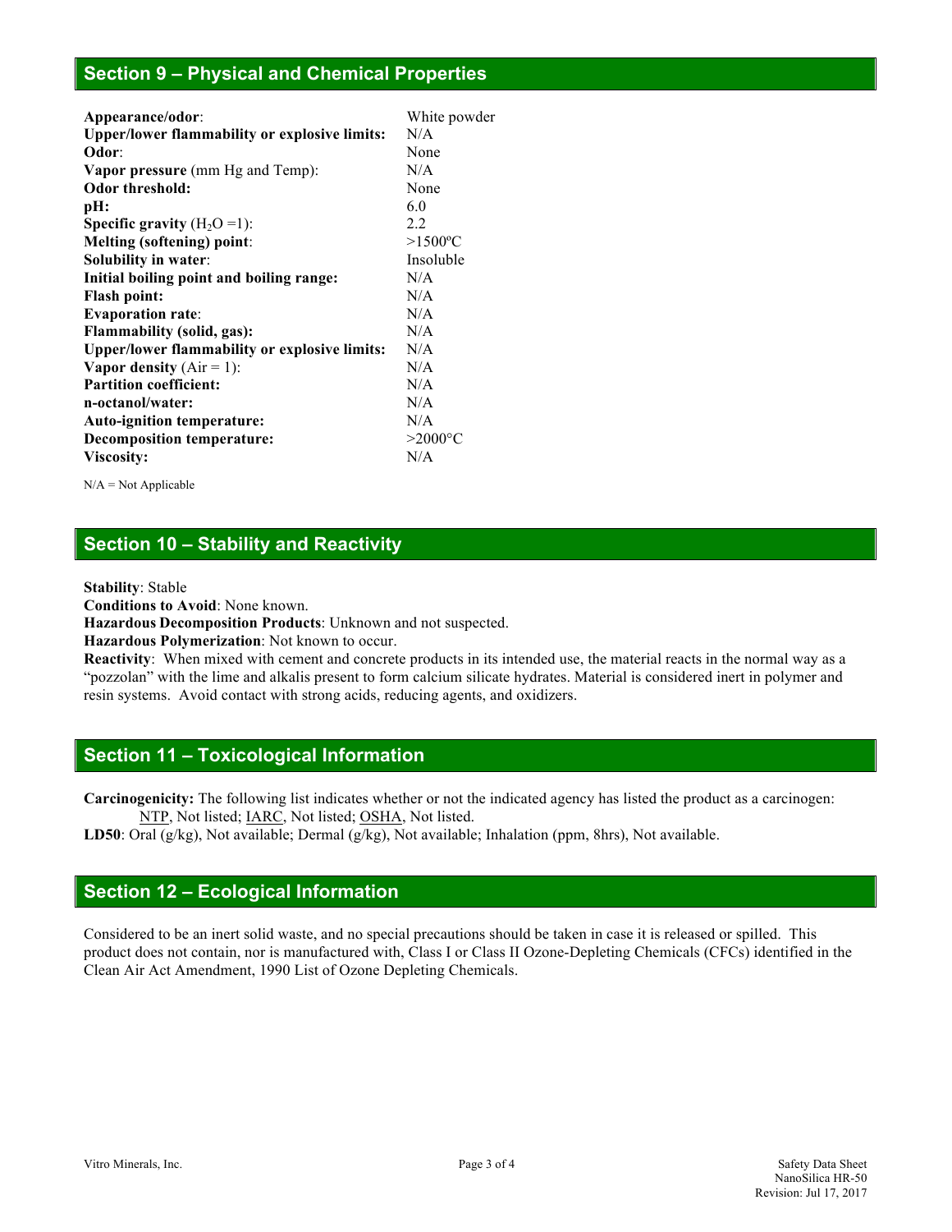## Section 9 – Physical and Chemical Properties

| | |
|---|---|
| **Appearance/odor**: | White powder |
| **Upper/lower flammability or explosive limits:** | N/A |
| **Odor**: | None |
| **Vapor pressure** (mm Hg and Temp): | N/A |
| **Odor threshold:** | None |
| **pH:** | 6.0 |
| **Specific gravity** ($H_2O$ =1): | 2.2 |
| **Melting (softening) point**: | >1500ºC |
| **Solubility in water**: | Insoluble |
| **Initial boiling point and boiling range:** | N/A |
| **Flash point:** | N/A |
| **Evaporation rate**: | N/A |
| **Flammability (solid, gas):** | N/A |
| **Upper/lower flammability or explosive limits:** | N/A |
| **Vapor density** (Air = 1): | N/A |
| **Partition coefficient:** | N/A |
| **n-octanol/water:** | N/A |
| **Auto-ignition temperature:** | N/A |
| **Decomposition temperature:** | >2000°C |
| **Viscosity:** | N/A |

N/A = Not Applicable

## Section 10 – Stability and Reactivity

**Stability**: Stable

**Conditions to Avoid**: None known.

**Hazardous Decomposition Products**: Unknown and not suspected.

**Hazardous Polymerization**: Not known to occur.

**Reactivity**: When mixed with cement and concrete products in its intended use, the material reacts in the normal way as a "pozzolan" with the lime and alkalis present to form calcium silicate hydrates. Material is considered inert in polymer and resin systems. Avoid contact with strong acids, reducing agents, and oxidizers.

## Section 11 – Toxicological Information

**Carcinogenicity:** The following list indicates whether or not the indicated agency has listed the product as a carcinogen: NTP, Not listed; IARC, Not listed; OSHA, Not listed.

**LD50**: Oral (g/kg), Not available; Dermal (g/kg), Not available; Inhalation (ppm, 8hrs), Not available.

## Section 12 – Ecological Information

Considered to be an inert solid waste, and no special precautions should be taken in case it is released or spilled. This product does not contain, nor is manufactured with, Class I or Class II Ozone-Depleting Chemicals (CFCs) identified in the Clean Air Act Amendment, 1990 List of Ozone Depleting Chemicals.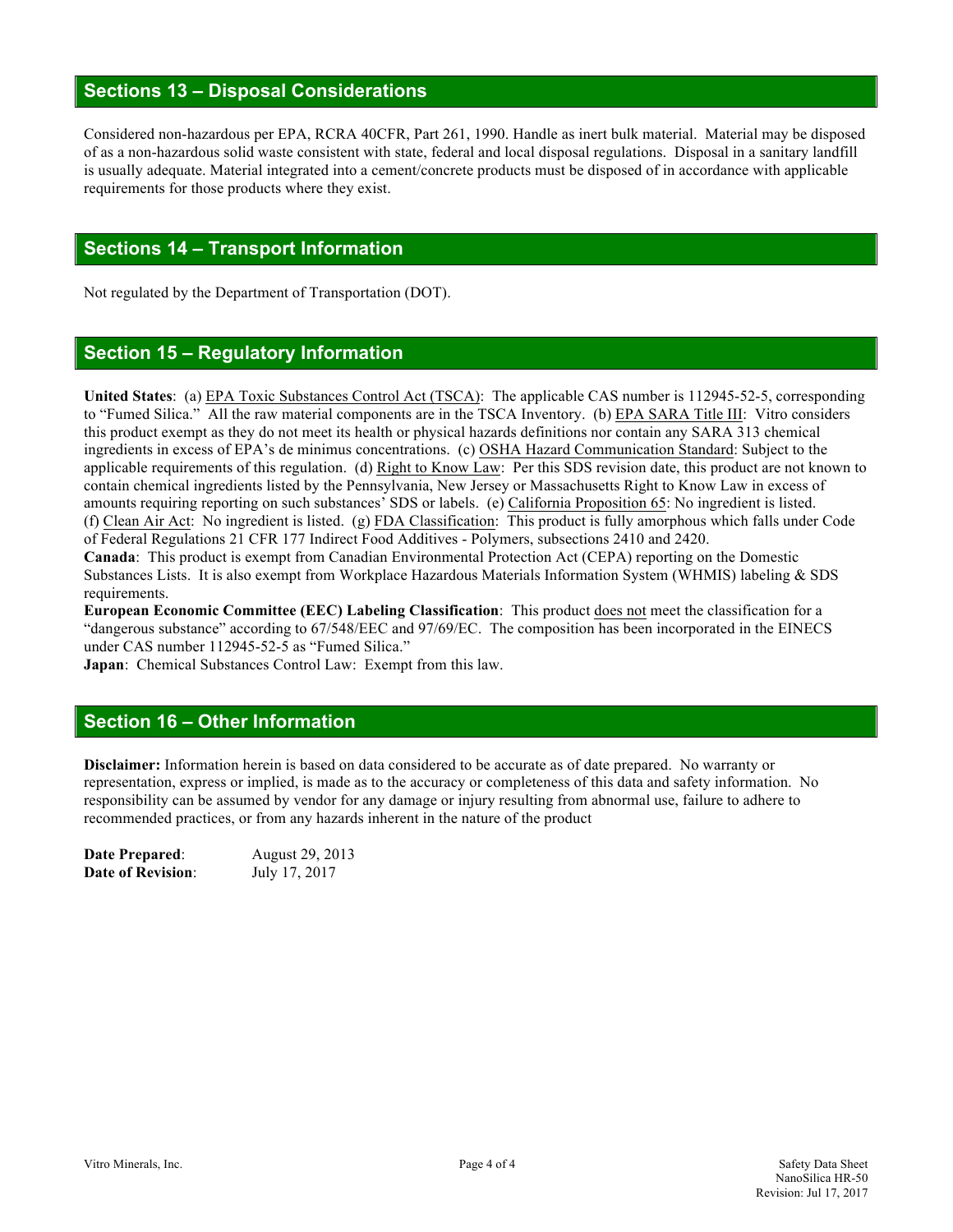## Sections 13 – Disposal Considerations

Considered non-hazardous per EPA, RCRA 40CFR, Part 261, 1990. Handle as inert bulk material. Material may be disposed of as a non-hazardous solid waste consistent with state, federal and local disposal regulations. Disposal in a sanitary landfill is usually adequate. Material integrated into a cement/concrete products must be disposed of in accordance with applicable requirements for those products where they exist.

## Sections 14 – Transport Information

Not regulated by the Department of Transportation (DOT).

## Section 15 – Regulatory Information

**United States**: (a) EPA Toxic Substances Control Act (TSCA): The applicable CAS number is 112945-52-5, corresponding to "Fumed Silica." All the raw material components are in the TSCA Inventory. (b) EPA SARA Title III: Vitro considers this product exempt as they do not meet its health or physical hazards definitions nor contain any SARA 313 chemical ingredients in excess of EPA's de minimus concentrations. (c) OSHA Hazard Communication Standard: Subject to the applicable requirements of this regulation. (d) Right to Know Law: Per this SDS revision date, this product are not known to contain chemical ingredients listed by the Pennsylvania, New Jersey or Massachusetts Right to Know Law in excess of amounts requiring reporting on such substances' SDS or labels. (e) California Proposition 65: No ingredient is listed. (f) Clean Air Act: No ingredient is listed. (g) FDA Classification: This product is fully amorphous which falls under Code of Federal Regulations 21 CFR 177 Indirect Food Additives - Polymers, subsections 2410 and 2420.

**Canada**: This product is exempt from Canadian Environmental Protection Act (CEPA) reporting on the Domestic Substances Lists. It is also exempt from Workplace Hazardous Materials Information System (WHMIS) labeling & SDS requirements.

**European Economic Committee (EEC) Labeling Classification**: This product does not meet the classification for a "dangerous substance" according to 67/548/EEC and 97/69/EC. The composition has been incorporated in the EINECS under CAS number 112945-52-5 as "Fumed Silica."

**Japan**: Chemical Substances Control Law: Exempt from this law.

## Section 16 – Other Information

**Disclaimer:** Information herein is based on data considered to be accurate as of date prepared. No warranty or representation, express or implied, is made as to the accuracy or completeness of this data and safety information. No responsibility can be assumed by vendor for any damage or injury resulting from abnormal use, failure to adhere to recommended practices, or from any hazards inherent in the nature of the product

**Date Prepared**: August 29, 2013
**Date of Revision**: July 17, 2017